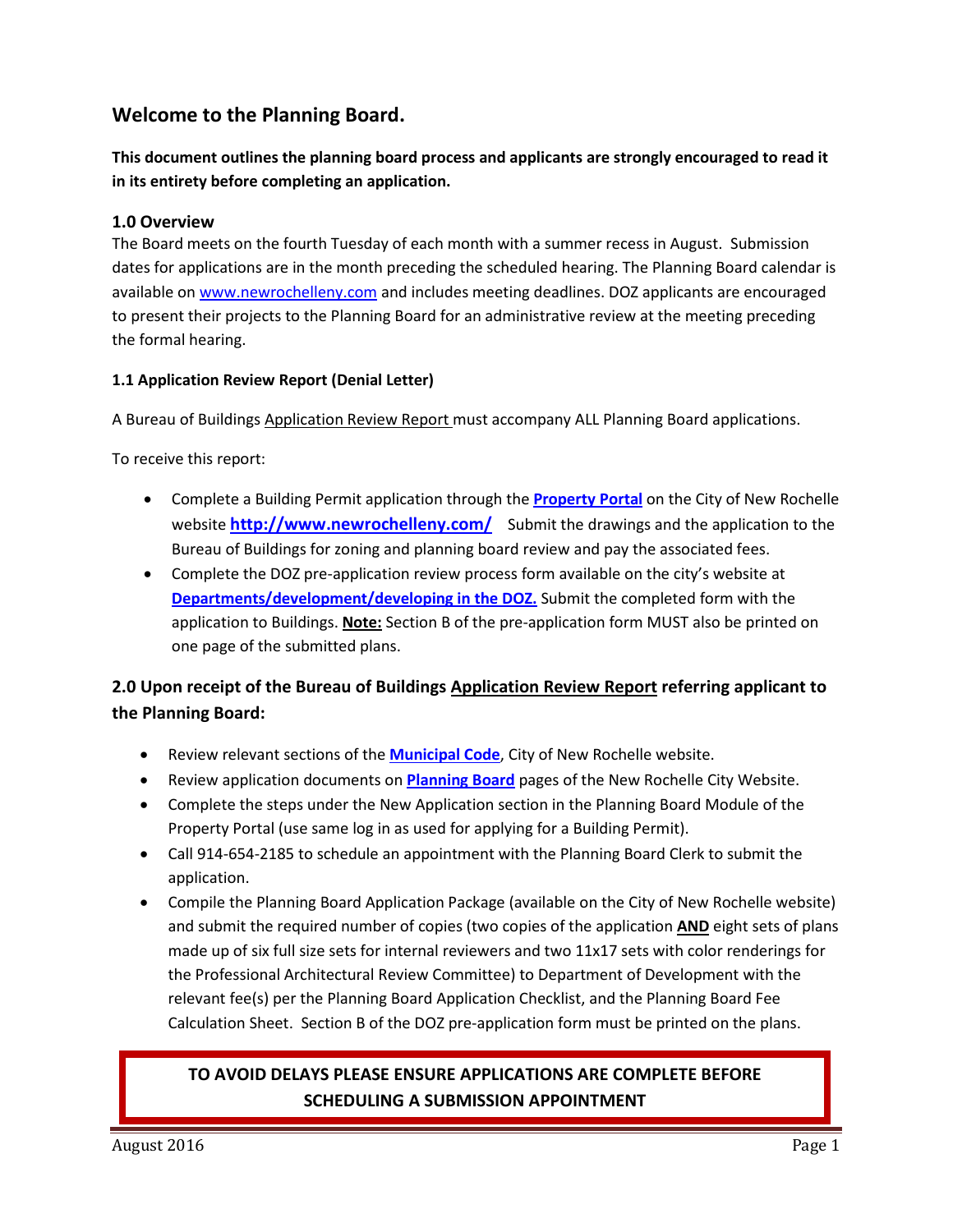# Welcome to the Planning Board.

**This document outlines the planning board process and applicants are strongly encouraged to read it in its entirety before completing an application.**

## 1.0 Overview

The Board meets on the fourth Tuesday of each month with a summer recess in August. Submission dates for applications are in the month preceding the scheduled hearing. The Planning Board calendar is available on www.newrochelleny.com and includes meeting deadlines. DOZ applicants are encouraged to present their projects to the Planning Board for an administrative review at the meeting preceding the formal hearing.

### 1.1 Application Review Report (Denial Letter)

A Bureau of Buildings Application Review Report must accompany ALL Planning Board applications.

To receive this report:

- Complete a Building Permit application through the **Property Portal** on the City of New Rochelle website **http://www.newrochelleny.com/** Submit the drawings and the application to the Bureau of Buildings for zoning and planning board review and pay the associated fees.
- Complete the DOZ pre-application review process form available on the city's website at **Departments/development/developing in the DOZ.** Submit the completed form with the application to Buildings. **Note:** Section B of the pre-application form MUST also be printed on one page of the submitted plans.

## 2.0 Upon receipt of the Bureau of Buildings Application Review Report referring applicant to the Planning Board:

- Review relevant sections of the **Municipal Code**, City of New Rochelle website.
- Review application documents on **Planning Board** pages of the New Rochelle City Website.
- Complete the steps under the New Application section in the Planning Board Module of the Property Portal (use same log in as used for applying for a Building Permit).
- Call 914-654-2185 to schedule an appointment with the Planning Board Clerk to submit the application.
- Compile the Planning Board Application Package (available on the City of New Rochelle website) and submit the required number of copies (two copies of the application **AND** eight sets of plans made up of six full size sets for internal reviewers and two 11x17 sets with color renderings for the Professional Architectural Review Committee) to Department of Development with the relevant fee(s) per the Planning Board Application Checklist, and the Planning Board Fee Calculation Sheet. Section B of the DOZ pre-application form must be printed on the plans.

**TO AVOID DELAYS PLEASE ENSURE APPLICATIONS ARE COMPLETE BEFORE SCHEDULING A SUBMISSION APPOINTMENT**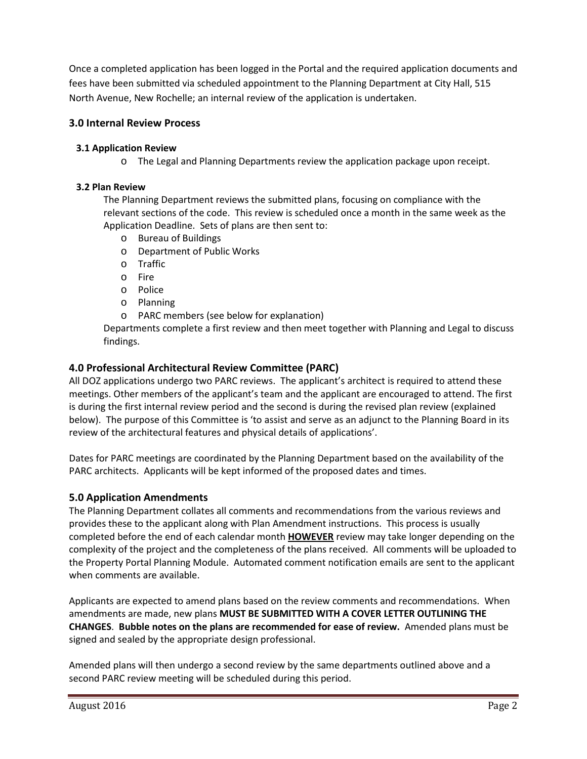Once a completed application has been logged in the Portal and the required application documents and fees have been submitted via scheduled appointment to the Planning Department at City Hall, 515 North Avenue, New Rochelle; an internal review of the application is undertaken.

## 3.0 Internal Review Process

### 3.1 Application Review

- The Legal and Planning Departments review the application package upon receipt.

### 3.2 Plan Review

The Planning Department reviews the submitted plans, focusing on compliance with the relevant sections of the code. This review is scheduled once a month in the same week as the Application Deadline. Sets of plans are then sent to:

- Bureau of Buildings
- Department of Public Works
- Traffic
- Fire
- Police
- Planning
- PARC members (see below for explanation)

Departments complete a first review and then meet together with Planning and Legal to discuss findings.

## 4.0 Professional Architectural Review Committee (PARC)

All DOZ applications undergo two PARC reviews. The applicant's architect is required to attend these meetings. Other members of the applicant's team and the applicant are encouraged to attend. The first is during the first internal review period and the second is during the revised plan review (explained below). The purpose of this Committee is 'to assist and serve as an adjunct to the Planning Board in its review of the architectural features and physical details of applications'.

Dates for PARC meetings are coordinated by the Planning Department based on the availability of the PARC architects. Applicants will be kept informed of the proposed dates and times.

## 5.0 Application Amendments

The Planning Department collates all comments and recommendations from the various reviews and provides these to the applicant along with Plan Amendment instructions. This process is usually completed before the end of each calendar month **<u>HOWEVER</u>** review may take longer depending on the complexity of the project and the completeness of the plans received. All comments will be uploaded to the Property Portal Planning Module. Automated comment notification emails are sent to the applicant when comments are available.

Applicants are expected to amend plans based on the review comments and recommendations. When amendments are made, new plans **MUST BE SUBMITTED WITH A COVER LETTER OUTLINING THE CHANGES**. **Bubble notes on the plans are recommended for ease of review.** Amended plans must be signed and sealed by the appropriate design professional.

Amended plans will then undergo a second review by the same departments outlined above and a second PARC review meeting will be scheduled during this period.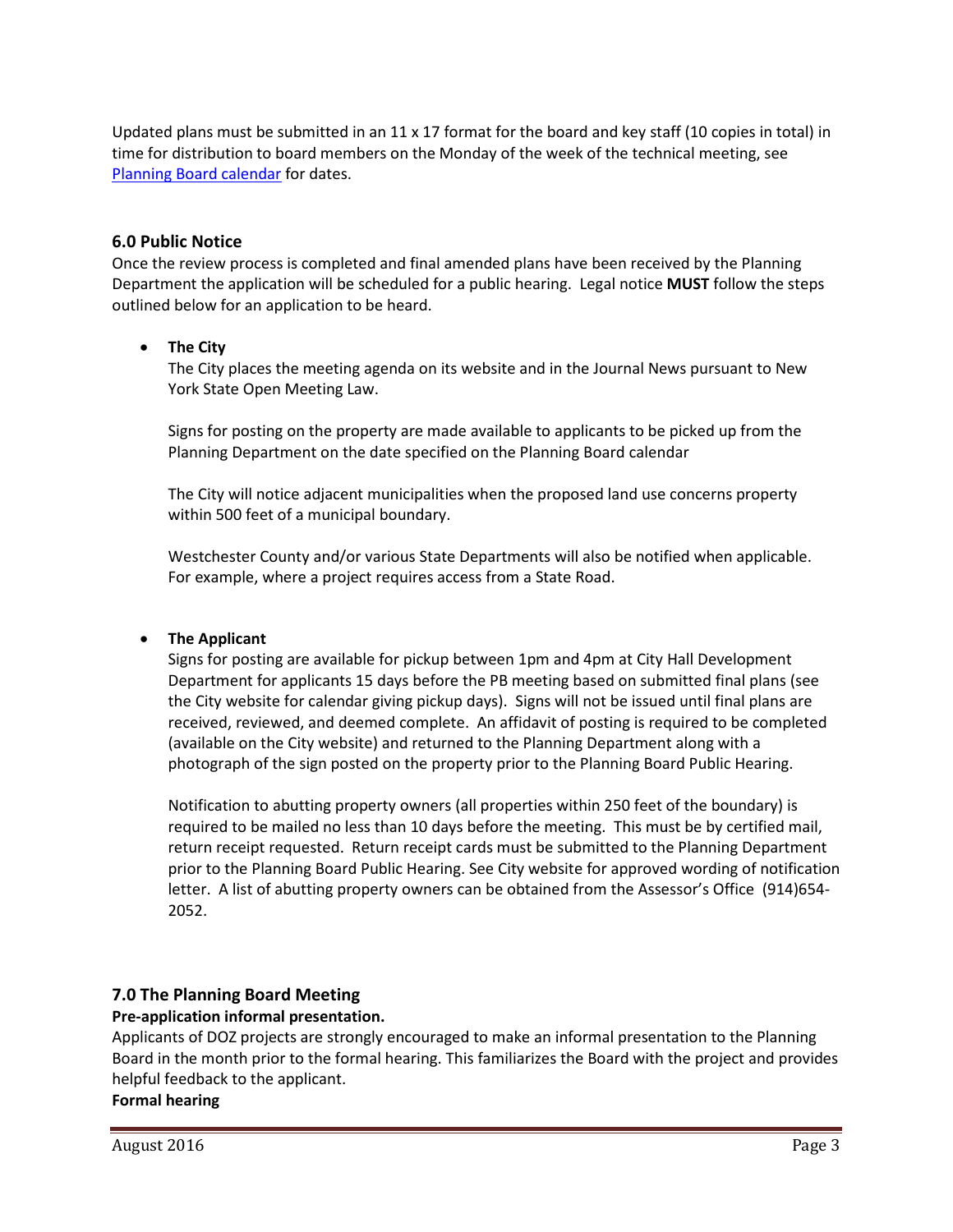Updated plans must be submitted in an 11 x 17 format for the board and key staff (10 copies in total) in time for distribution to board members on the Monday of the week of the technical meeting, see [Planning Board calendar] for dates.

### 6.0 Public Notice

Once the review process is completed and final amended plans have been received by the Planning Department the application will be scheduled for a public hearing. Legal notice **MUST** follow the steps outlined below for an application to be heard.

- **The City**

  The City places the meeting agenda on its website and in the Journal News pursuant to New York State Open Meeting Law.

  Signs for posting on the property are made available to applicants to be picked up from the Planning Department on the date specified on the Planning Board calendar

  The City will notice adjacent municipalities when the proposed land use concerns property within 500 feet of a municipal boundary.

  Westchester County and/or various State Departments will also be notified when applicable. For example, where a project requires access from a State Road.

- **The Applicant**

  Signs for posting are available for pickup between 1pm and 4pm at City Hall Development Department for applicants 15 days before the PB meeting based on submitted final plans (see the City website for calendar giving pickup days). Signs will not be issued until final plans are received, reviewed, and deemed complete. An affidavit of posting is required to be completed (available on the City website) and returned to the Planning Department along with a photograph of the sign posted on the property prior to the Planning Board Public Hearing.

  Notification to abutting property owners (all properties within 250 feet of the boundary) is required to be mailed no less than 10 days before the meeting. This must be by certified mail, return receipt requested. Return receipt cards must be submitted to the Planning Department prior to the Planning Board Public Hearing. See City website for approved wording of notification letter. A list of abutting property owners can be obtained from the Assessor's Office (914)654-2052.

### 7.0 The Planning Board Meeting

**Pre-application informal presentation.**

Applicants of DOZ projects are strongly encouraged to make an informal presentation to the Planning Board in the month prior to the formal hearing. This familiarizes the Board with the project and provides helpful feedback to the applicant.

**Formal hearing**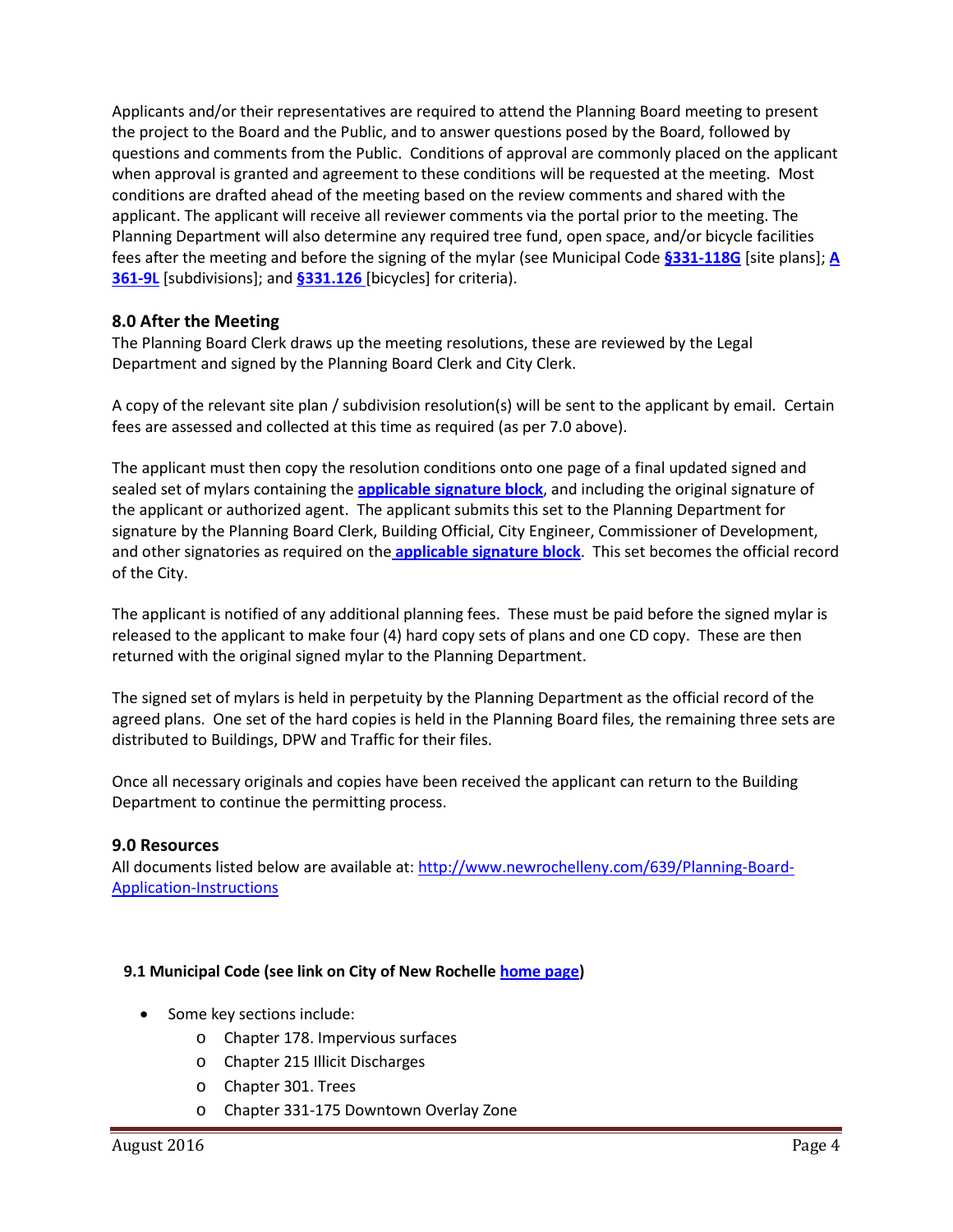Applicants and/or their representatives are required to attend the Planning Board meeting to present the project to the Board and the Public, and to answer questions posed by the Board, followed by questions and comments from the Public. Conditions of approval are commonly placed on the applicant when approval is granted and agreement to these conditions will be requested at the meeting. Most conditions are drafted ahead of the meeting based on the review comments and shared with the applicant. The applicant will receive all reviewer comments via the portal prior to the meeting. The Planning Department will also determine any required tree fund, open space, and/or bicycle facilities fees after the meeting and before the signing of the mylar (see Municipal Code **§331-118G** [site plans]; **A 361-9L** [subdivisions]; and **§331.126** [bicycles] for criteria).

## 8.0 After the Meeting

The Planning Board Clerk draws up the meeting resolutions, these are reviewed by the Legal Department and signed by the Planning Board Clerk and City Clerk.

A copy of the relevant site plan / subdivision resolution(s) will be sent to the applicant by email. Certain fees are assessed and collected at this time as required (as per 7.0 above).

The applicant must then copy the resolution conditions onto one page of a final updated signed and sealed set of mylars containing the **applicable signature block**, and including the original signature of the applicant or authorized agent. The applicant submits this set to the Planning Department for signature by the Planning Board Clerk, Building Official, City Engineer, Commissioner of Development, and other signatories as required on the **applicable signature block**. This set becomes the official record of the City.

The applicant is notified of any additional planning fees. These must be paid before the signed mylar is released to the applicant to make four (4) hard copy sets of plans and one CD copy. These are then returned with the original signed mylar to the Planning Department.

The signed set of mylars is held in perpetuity by the Planning Department as the official record of the agreed plans. One set of the hard copies is held in the Planning Board files, the remaining three sets are distributed to Buildings, DPW and Traffic for their files.

Once all necessary originals and copies have been received the applicant can return to the Building Department to continue the permitting process.

## 9.0 Resources

All documents listed below are available at: http://www.newrochelleny.com/639/Planning-Board-Application-Instructions

### 9.1 Municipal Code (see link on City of New Rochelle home page)

- Some key sections include:
  - Chapter 178. Impervious surfaces
  - Chapter 215 Illicit Discharges
  - Chapter 301. Trees
  - Chapter 331-175 Downtown Overlay Zone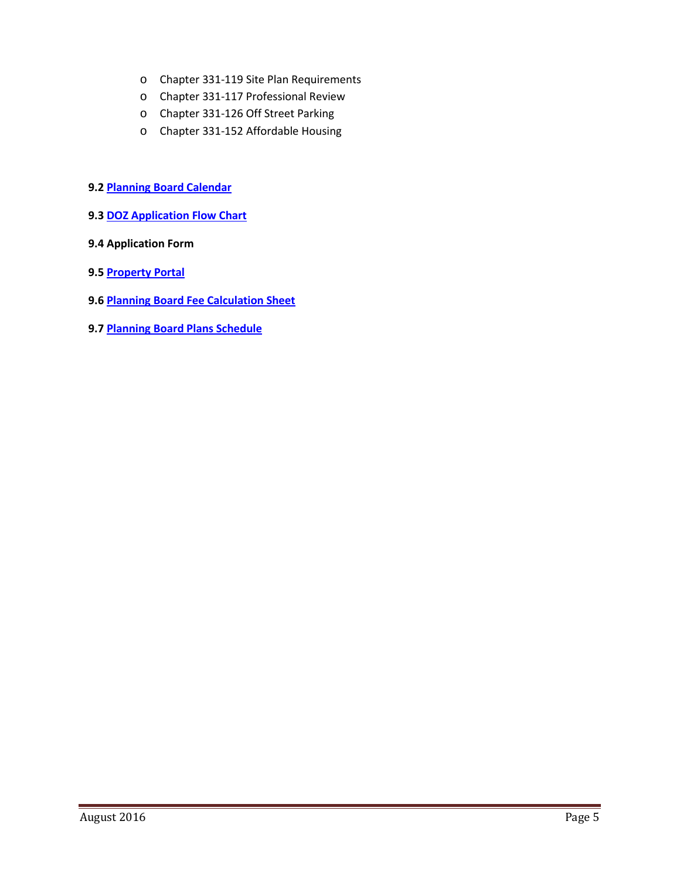- Chapter 331-119 Site Plan Requirements
- Chapter 331-117 Professional Review
- Chapter 331-126 Off Street Parking
- Chapter 331-152 Affordable Housing

**9.2 Planning Board Calendar**

**9.3 DOZ Application Flow Chart**

**9.4 Application Form**

**9.5 Property Portal**

**9.6 Planning Board Fee Calculation Sheet**

**9.7 Planning Board Plans Schedule**